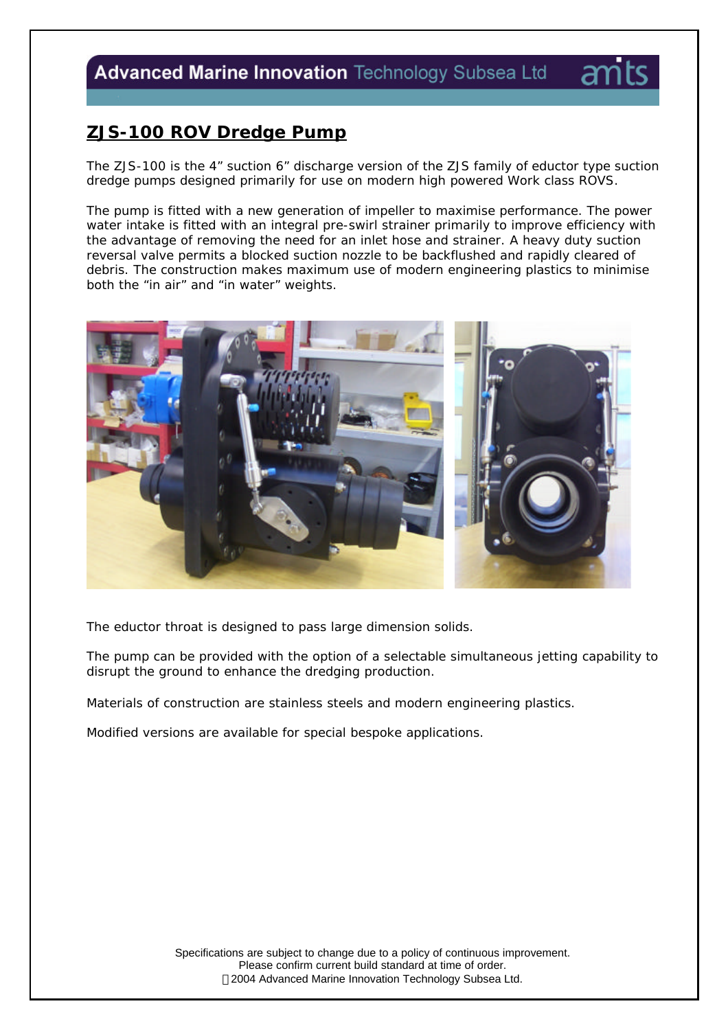## ZJS-100 ROV Dredge Pump

The ZJS-100 is the 4" suction 6" discharge version of the ZJS family of eductor type suction dredge pumps designed primarily for use on modern high powered Work class ROVS.

The pump is fitted with a new generation of impeller to maximise performance. The power water intake is fitted with an integral pre-swirl strainer primarily to improve efficiency with the advantage of removing the need for an inlet hose and strainer. A heavy duty suction reversal valve permits a blocked suction nozzle to be backflushed and rapidly cleared of debris. The construction makes maximum use of modern engineering plastics to minimise both the "in air" and "in water" weights.

The eductor throat is designed to pass large dimension solids.

The pump can be provided with the option of a selectable simultaneous jetting capability to disrupt the ground to enhance the dredging production.

Materials of construction are stainless steels and modern engineering plastics.

Modified versions are available for special bespoke applications.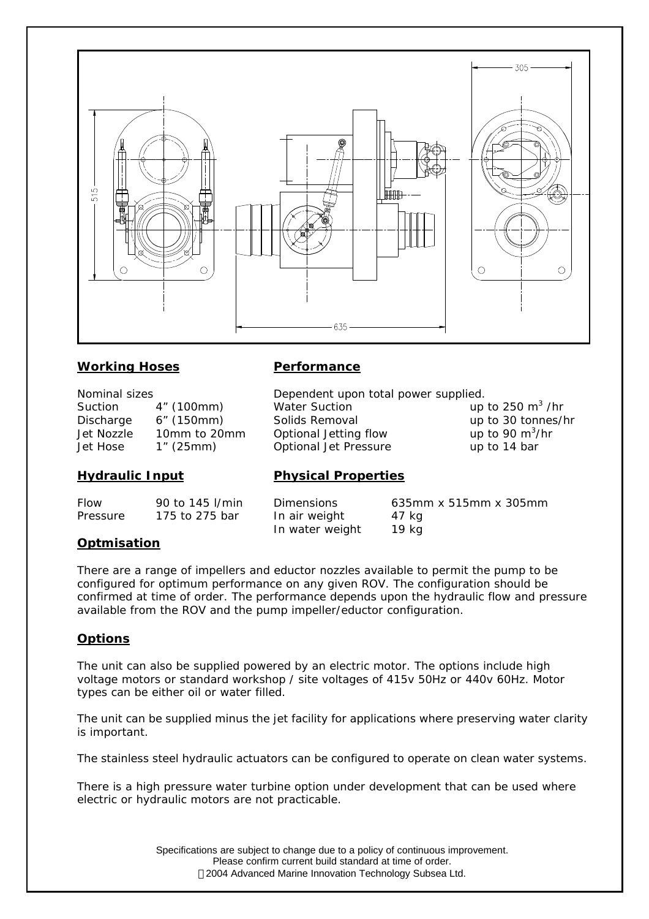305

515

635

## Working Hoses

Nominal sizes

| | |
|---|---|
| Suction | 4" (100mm) |
| Discharge | 6" (150mm) |
| Jet Nozzle | 10mm to 20mm |
| Jet Hose | 1" (25mm) |

## Performance

Dependent upon total power supplied.

| | |
|---|---|
| Water Suction | up to 250 $m^3$ /hr |
| Solids Removal | up to 30 tonnes/hr |
| Optional Jetting flow | up to 90 $m^3$/hr |
| Optional Jet Pressure | up to 14 bar |

## Hydraulic Input

| | |
|---|---|
| Flow | 90 to 145 l/min |
| Pressure | 175 to 275 bar |

## Physical Properties

| | |
|---|---|
| Dimensions | 635mm x 515mm x 305mm |
| In air weight | 47 kg |
| In water weight | 19 kg |

## Optmisation

There are a range of impellers and eductor nozzles available to permit the pump to be configured for optimum performance on any given ROV. The configuration should be confirmed at time of order. The performance depends upon the hydraulic flow and pressure available from the ROV and the pump impeller/eductor configuration.

## Options

The unit can also be supplied powered by an electric motor. The options include high voltage motors or standard workshop / site voltages of 415v 50Hz or 440v 60Hz. Motor types can be either oil or water filled.

The unit can be supplied minus the jet facility for applications where preserving water clarity is important.

The stainless steel hydraulic actuators can be configured to operate on clean water systems.

There is a high pressure water turbine option under development that can be used where electric or hydraulic motors are not practicable.

Specifications are subject to change due to a policy of continuous improvement.
Please confirm current build standard at time of order.
©2004 Advanced Marine Innovation Technology Subsea Ltd.